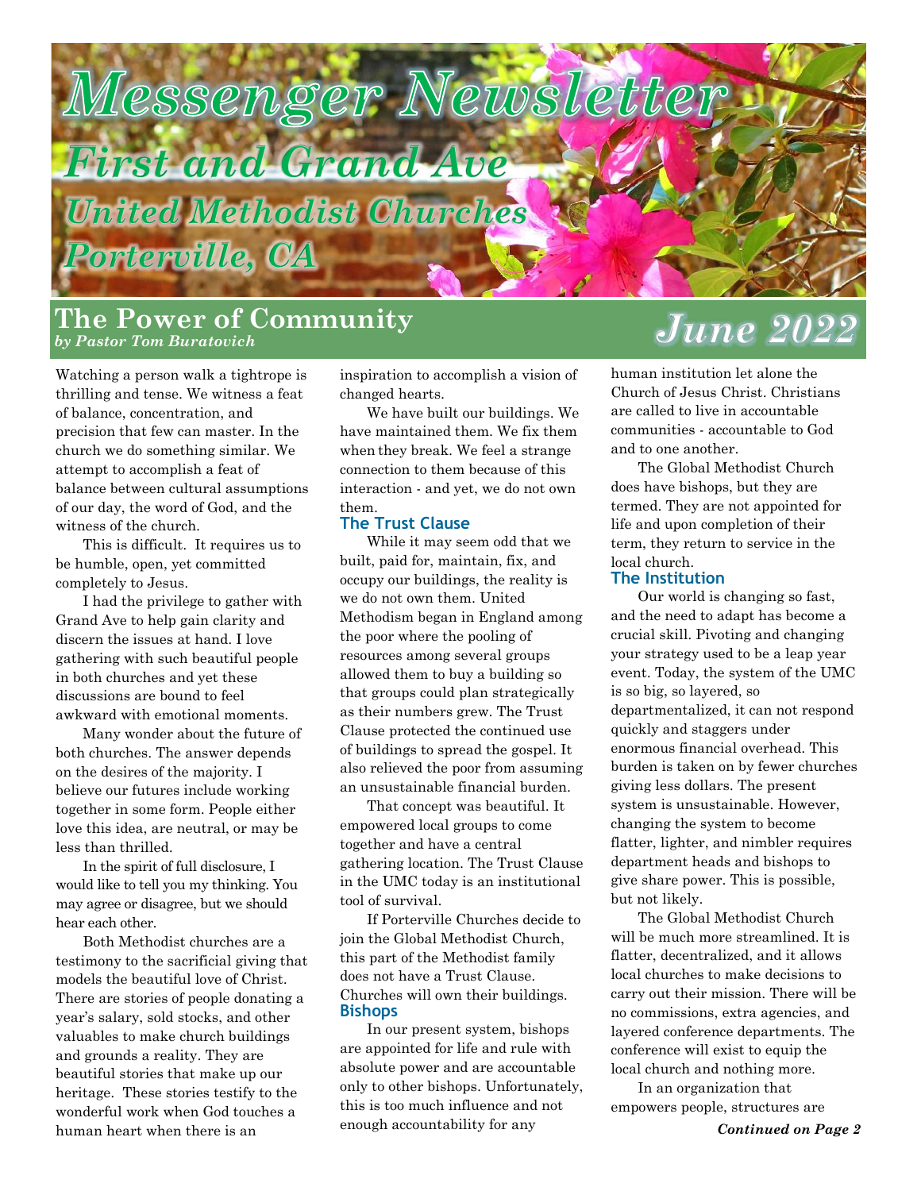# Messenger Newsletter

## First and Grand Ave

## United Methodist Churches

## Porterville, CA

# June 2022

## The Power of Community

*by Pastor Tom Buratovich*

Watching a person walk a tightrope is thrilling and tense. We witness a feat of balance, concentration, and precision that few can master. In the church we do something similar. We attempt to accomplish a feat of balance between cultural assumptions of our day, the word of God, and the witness of the church.

This is difficult. It requires us to be humble, open, yet committed completely to Jesus.

I had the privilege to gather with Grand Ave to help gain clarity and discern the issues at hand. I love gathering with such beautiful people in both churches and yet these discussions are bound to feel awkward with emotional moments.

Many wonder about the future of both churches. The answer depends on the desires of the majority. I believe our futures include working together in some form. People either love this idea, are neutral, or may be less than thrilled.

In the spirit of full disclosure, I would like to tell you my thinking. You may agree or disagree, but we should hear each other.

Both Methodist churches are a testimony to the sacrificial giving that models the beautiful love of Christ. There are stories of people donating a year's salary, sold stocks, and other valuables to make church buildings and grounds a reality. They are beautiful stories that make up our heritage. These stories testify to the wonderful work when God touches a human heart when there is an inspiration to accomplish a vision of changed hearts.

We have built our buildings. We have maintained them. We fix them when they break. We feel a strange connection to them because of this interaction - and yet, we do not own them.

### The Trust Clause

While it may seem odd that we built, paid for, maintain, fix, and occupy our buildings, the reality is we do not own them. United Methodism began in England among the poor where the pooling of resources among several groups allowed them to buy a building so that groups could plan strategically as their numbers grew. The Trust Clause protected the continued use of buildings to spread the gospel. It also relieved the poor from assuming an unsustainable financial burden.

That concept was beautiful. It empowered local groups to come together and have a central gathering location. The Trust Clause in the UMC today is an institutional tool of survival.

If Porterville Churches decide to join the Global Methodist Church, this part of the Methodist family does not have a Trust Clause. Churches will own their buildings.

### Bishops

In our present system, bishops are appointed for life and rule with absolute power and are accountable only to other bishops. Unfortunately, this is too much influence and not enough accountability for any human institution let alone the Church of Jesus Christ. Christians are called to live in accountable communities - accountable to God and to one another.

The Global Methodist Church does have bishops, but they are termed. They are not appointed for life and upon completion of their term, they return to service in the local church.

### The Institution

Our world is changing so fast, and the need to adapt has become a crucial skill. Pivoting and changing your strategy used to be a leap year event. Today, the system of the UMC is so big, so layered, so departmentalized, it can not respond quickly and staggers under enormous financial overhead. This burden is taken on by fewer churches giving less dollars. The present system is unsustainable. However, changing the system to become flatter, lighter, and nimbler requires department heads and bishops to give share power. This is possible, but not likely.

The Global Methodist Church will be much more streamlined. It is flatter, decentralized, and it allows local churches to make decisions to carry out their mission. There will be no commissions, extra agencies, and layered conference departments. The conference will exist to equip the local church and nothing more.

In an organization that empowers people, structures are

***Continued on Page 2***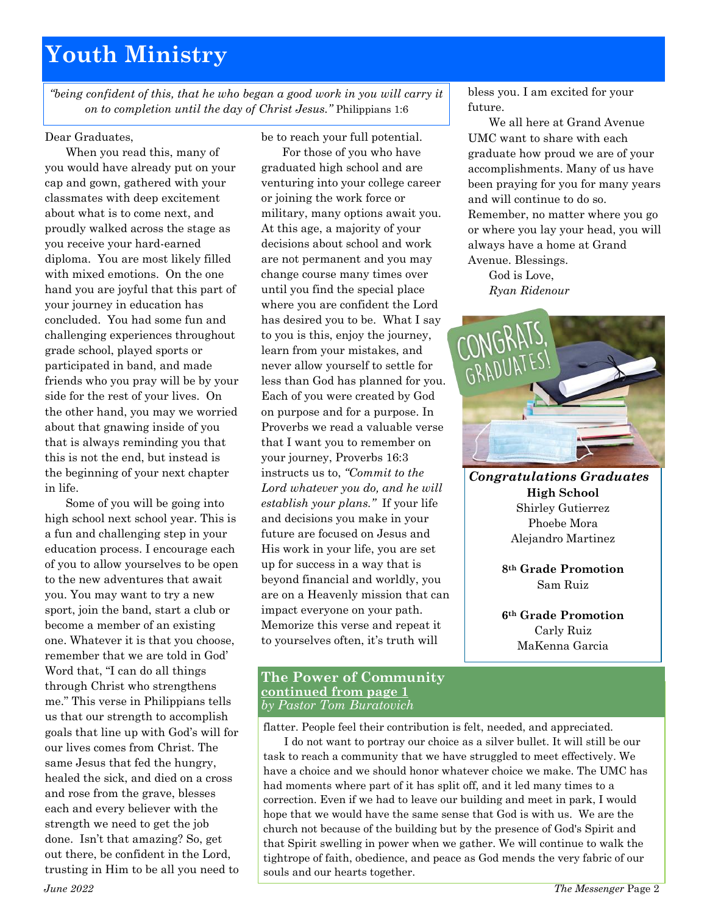# Youth Ministry

*"being confident of this, that he who began a good work in you will carry it on to completion until the day of Christ Jesus."* Philippians 1:6

Dear Graduates,

When you read this, many of you would have already put on your cap and gown, gathered with your classmates with deep excitement about what is to come next, and proudly walked across the stage as you receive your hard-earned diploma. You are most likely filled with mixed emotions. On the one hand you are joyful that this part of your journey in education has concluded. You had some fun and challenging experiences throughout grade school, played sports or participated in band, and made friends who you pray will be by your side for the rest of your lives. On the other hand, you may we worried about that gnawing inside of you that is always reminding you that this is not the end, but instead is the beginning of your next chapter in life.

Some of you will be going into high school next school year. This is a fun and challenging step in your education process. I encourage each of you to allow yourselves to be open to the new adventures that await you. You may want to try a new sport, join the band, start a club or become a member of an existing one. Whatever it is that you choose, remember that we are told in God' Word that, "I can do all things through Christ who strengthens me." This verse in Philippians tells us that our strength to accomplish goals that line up with God's will for our lives comes from Christ. The same Jesus that fed the hungry, healed the sick, and died on a cross and rose from the grave, blesses each and every believer with the strength we need to get the job done. Isn't that amazing? So, get out there, be confident in the Lord, trusting in Him to be all you need to be to reach your full potential.

For those of you who have graduated high school and are venturing into your college career or joining the work force or military, many options await you. At this age, a majority of your decisions about school and work are not permanent and you may change course many times over until you find the special place where you are confident the Lord has desired you to be. What I say to you is this, enjoy the journey, learn from your mistakes, and never allow yourself to settle for less than God has planned for you. Each of you were created by God on purpose and for a purpose. In Proverbs we read a valuable verse that I want you to remember on your journey, Proverbs 16:3 instructs us to, *"Commit to the Lord whatever you do, and he will establish your plans."* If your life and decisions you make in your future are focused on Jesus and His work in your life, you are set up for success in a way that is beyond financial and worldly, you are on a Heavenly mission that can impact everyone on your path. Memorize this verse and repeat it to yourselves often, it's truth will bless you. I am excited for your future.

We all here at Grand Avenue UMC want to share with each graduate how proud we are of your accomplishments. Many of us have been praying for you for many years and will continue to do so. Remember, no matter where you go or where you lay your head, you will always have a home at Grand Avenue. Blessings.

God is Love,
*Ryan Ridenour*

***Congratulations Graduates***

**High School**
Shirley Gutierrez
Phoebe Mora
Alejandro Martinez

**8th Grade Promotion**
Sam Ruiz

**6th Grade Promotion**
Carly Ruiz
MaKenna Garcia

## The Power of Community
**continued from page 1**
*by Pastor Tom Buratovich*

flatter. People feel their contribution is felt, needed, and appreciated.

I do not want to portray our choice as a silver bullet. It will still be our task to reach a community that we have struggled to meet effectively. We have a choice and we should honor whatever choice we make. The UMC has had moments where part of it has split off, and it led many times to a correction. Even if we had to leave our building and meet in park, I would hope that we would have the same sense that God is with us. We are the church not because of the building but by the presence of God's Spirit and that Spirit swelling in power when we gather. We will continue to walk the tightrope of faith, obedience, and peace as God mends the very fabric of our souls and our hearts together.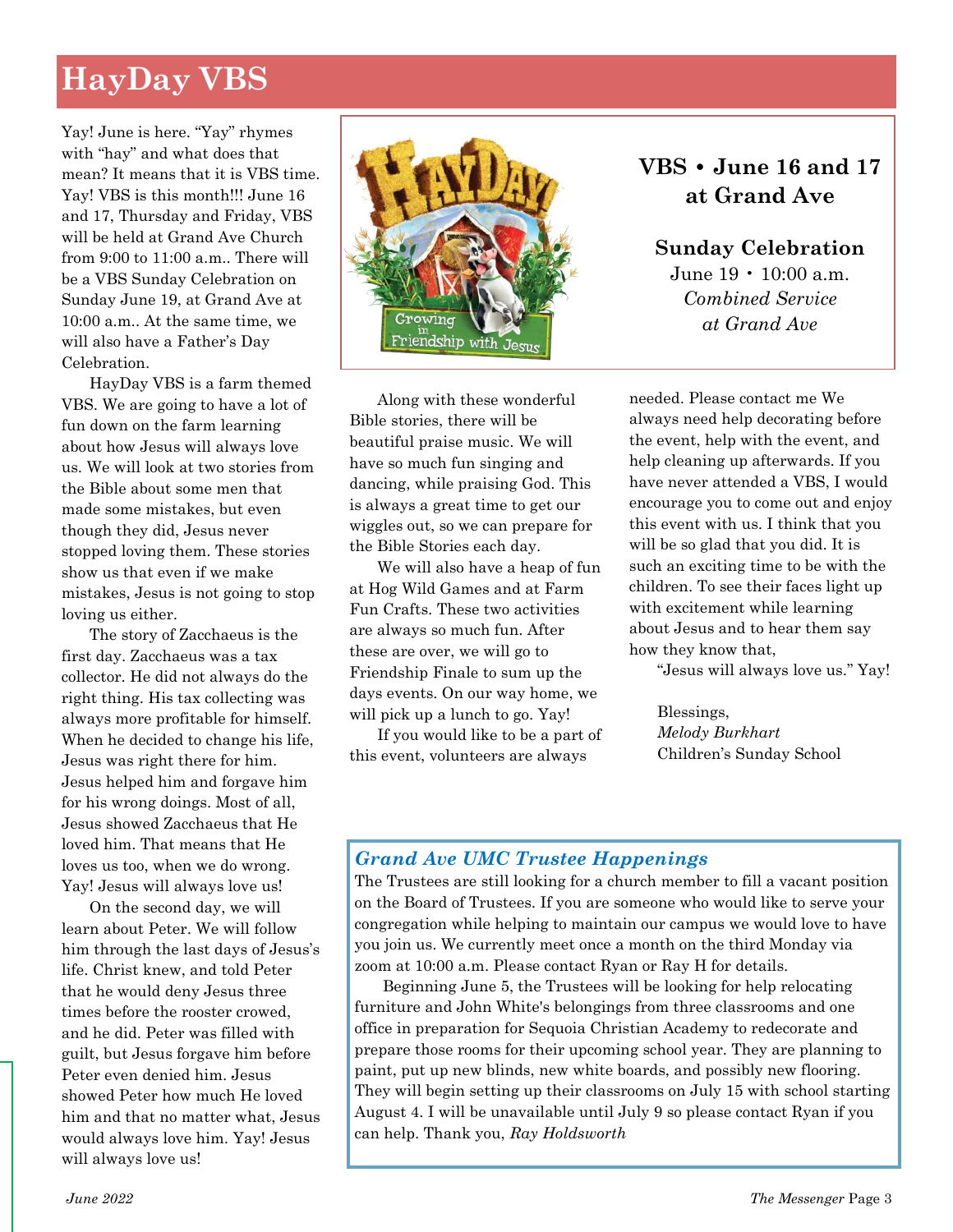# HayDay VBS

Yay! June is here. "Yay" rhymes with "hay" and what does that mean? It means that it is VBS time. Yay! VBS is this month!!! June 16 and 17, Thursday and Friday, VBS will be held at Grand Ave Church from 9:00 to 11:00 a.m.. There will be a VBS Sunday Celebration on Sunday June 19, at Grand Ave at 10:00 a.m.. At the same time, we will also have a Father's Day Celebration.

HayDay VBS is a farm themed VBS. We are going to have a lot of fun down on the farm learning about how Jesus will always love us. We will look at two stories from the Bible about some men that made some mistakes, but even though they did, Jesus never stopped loving them. These stories show us that even if we make mistakes, Jesus is not going to stop loving us either.

The story of Zacchaeus is the first day. Zacchaeus was a tax collector. He did not always do the right thing. His tax collecting was always more profitable for himself. When he decided to change his life, Jesus was right there for him. Jesus helped him and forgave him for his wrong doings. Most of all, Jesus showed Zacchaeus that He loved him. That means that He loves us too, when we do wrong. Yay! Jesus will always love us!

On the second day, we will learn about Peter. We will follow him through the last days of Jesus's life. Christ knew, and told Peter that he would deny Jesus three times before the rooster crowed, and he did. Peter was filled with guilt, but Jesus forgave him before Peter even denied him. Jesus showed Peter how much He loved him and that no matter what, Jesus would always love him. Yay! Jesus will always love us!

**VBS • June 16 and 17 at Grand Ave**

**Sunday Celebration**
June 19 • 10:00 a.m.
*Combined Service*
*at Grand Ave*

Along with these wonderful Bible stories, there will be beautiful praise music. We will have so much fun singing and dancing, while praising God. This is always a great time to get our wiggles out, so we can prepare for the Bible Stories each day.

We will also have a heap of fun at Hog Wild Games and at Farm Fun Crafts. These two activities are always so much fun. After these are over, we will go to Friendship Finale to sum up the days events. On our way home, we will pick up a lunch to go. Yay!

If you would like to be a part of this event, volunteers are always needed. Please contact me We always need help decorating before the event, help with the event, and help cleaning up afterwards. If you have never attended a VBS, I would encourage you to come out and enjoy this event with us. I think that you will be so glad that you did. It is such an exciting time to be with the children. To see their faces light up with excitement while learning about Jesus and to hear them say how they know that,

"Jesus will always love us." Yay!

Blessings,
*Melody Burkhart*
Children's Sunday School

## *Grand Ave UMC Trustee Happenings*

The Trustees are still looking for a church member to fill a vacant position on the Board of Trustees. If you are someone who would like to serve your congregation while helping to maintain our campus we would love to have you join us. We currently meet once a month on the third Monday via zoom at 10:00 a.m. Please contact Ryan or Ray H for details.

Beginning June 5, the Trustees will be looking for help relocating furniture and John White's belongings from three classrooms and one office in preparation for Sequoia Christian Academy to redecorate and prepare those rooms for their upcoming school year. They are planning to paint, put up new blinds, new white boards, and possibly new flooring. They will begin setting up their classrooms on July 15 with school starting August 4. I will be unavailable until July 9 so please contact Ryan if you can help. Thank you, *Ray Holdsworth*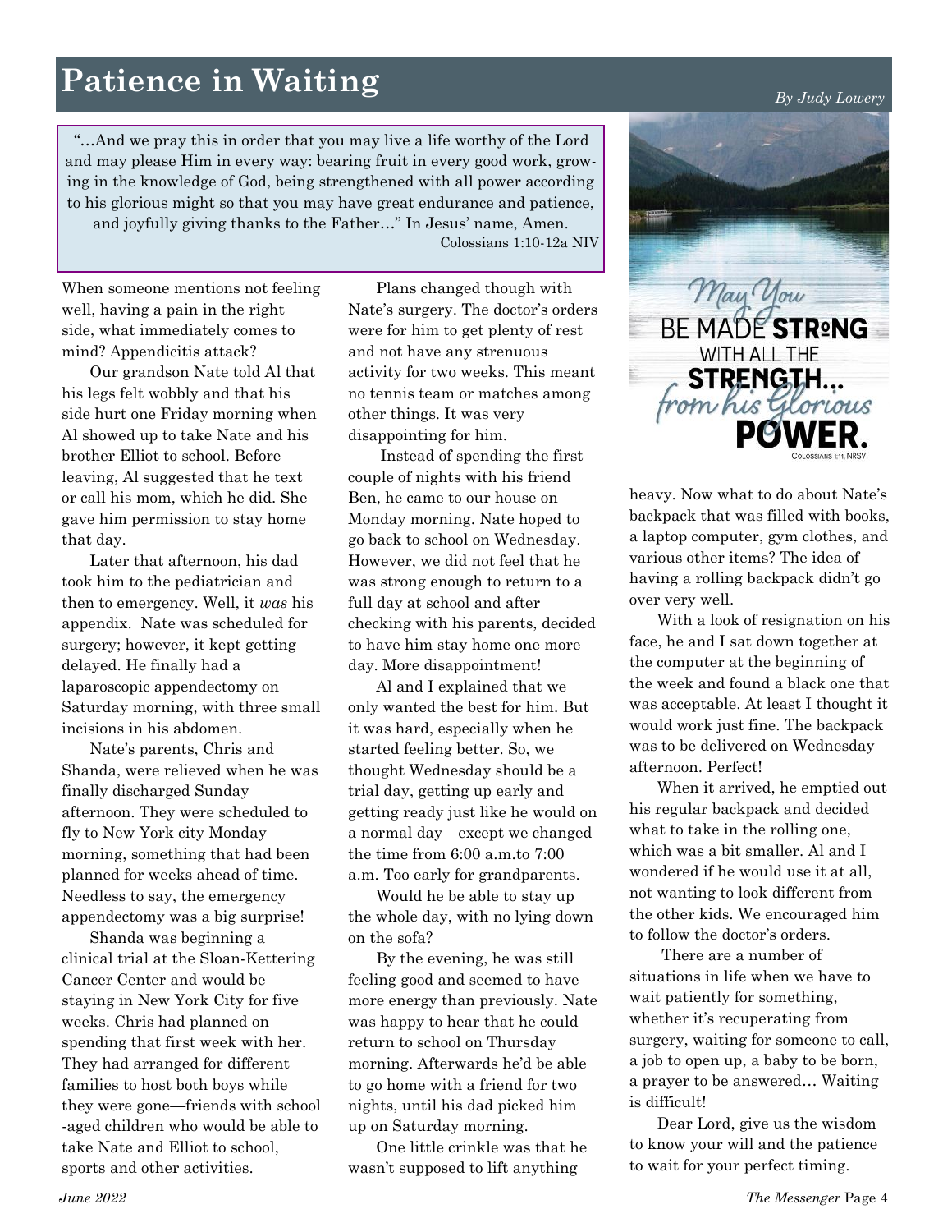# Patience in Waiting

*By Judy Lowery*

"…And we pray this in order that you may live a life worthy of the Lord and may please Him in every way: bearing fruit in every good work, growing in the knowledge of God, being strengthened with all power according to his glorious might so that you may have great endurance and patience, and joyfully giving thanks to the Father…" In Jesus' name, Amen.
Colossians 1:10-12a NIV

When someone mentions not feeling well, having a pain in the right side, what immediately comes to mind? Appendicitis attack?

Our grandson Nate told Al that his legs felt wobbly and that his side hurt one Friday morning when Al showed up to take Nate and his brother Elliot to school. Before leaving, Al suggested that he text or call his mom, which he did. She gave him permission to stay home that day.

Later that afternoon, his dad took him to the pediatrician and then to emergency. Well, it *was* his appendix. Nate was scheduled for surgery; however, it kept getting delayed. He finally had a laparoscopic appendectomy on Saturday morning, with three small incisions in his abdomen.

Nate's parents, Chris and Shanda, were relieved when he was finally discharged Sunday afternoon. They were scheduled to fly to New York city Monday morning, something that had been planned for weeks ahead of time. Needless to say, the emergency appendectomy was a big surprise!

Shanda was beginning a clinical trial at the Sloan-Kettering Cancer Center and would be staying in New York City for five weeks. Chris had planned on spending that first week with her. They had arranged for different families to host both boys while they were gone—friends with school-aged children who would be able to take Nate and Elliot to school, sports and other activities.

Plans changed though with Nate's surgery. The doctor's orders were for him to get plenty of rest and not have any strenuous activity for two weeks. This meant no tennis team or matches among other things. It was very disappointing for him.

Instead of spending the first couple of nights with his friend Ben, he came to our house on Monday morning. Nate hoped to go back to school on Wednesday. However, we did not feel that he was strong enough to return to a full day at school and after checking with his parents, decided to have him stay home one more day. More disappointment!

Al and I explained that we only wanted the best for him. But it was hard, especially when he started feeling better. So, we thought Wednesday should be a trial day, getting up early and getting ready just like he would on a normal day—except we changed the time from 6:00 a.m.to 7:00 a.m. Too early for grandparents.

Would he be able to stay up the whole day, with no lying down on the sofa?

By the evening, he was still feeling good and seemed to have more energy than previously. Nate was happy to hear that he could return to school on Thursday morning. Afterwards he'd be able to go home with a friend for two nights, until his dad picked him up on Saturday morning.

One little crinkle was that he wasn't supposed to lift anything heavy. Now what to do about Nate's backpack that was filled with books, a laptop computer, gym clothes, and various other items? The idea of having a rolling backpack didn't go over very well.

With a look of resignation on his face, he and I sat down together at the computer at the beginning of the week and found a black one that was acceptable. At least I thought it would work just fine. The backpack was to be delivered on Wednesday afternoon. Perfect!

When it arrived, he emptied out his regular backpack and decided what to take in the rolling one, which was a bit smaller. Al and I wondered if he would use it at all, not wanting to look different from the other kids. We encouraged him to follow the doctor's orders.

There are a number of situations in life when we have to wait patiently for something, whether it's recuperating from surgery, waiting for someone to call, a job to open up, a baby to be born, a prayer to be answered… Waiting is difficult!

Dear Lord, give us the wisdom to know your will and the patience to wait for your perfect timing.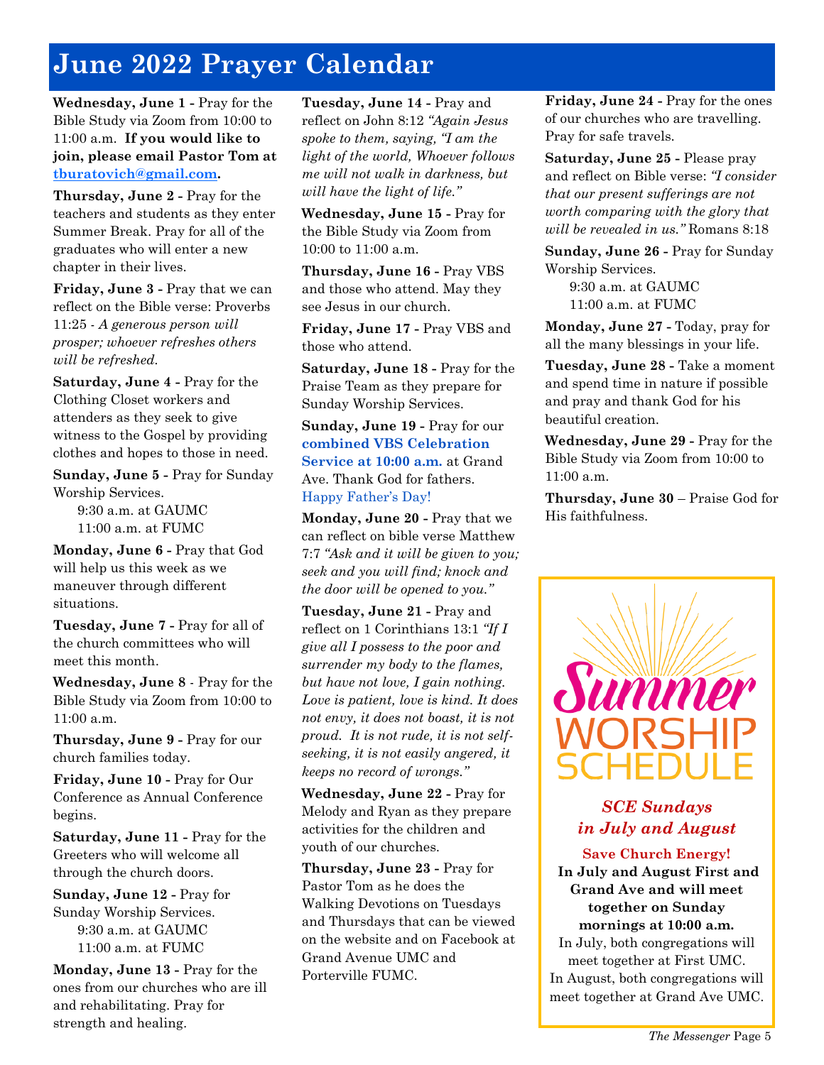# June 2022 Prayer Calendar

**Wednesday, June 1 -** Pray for the Bible Study via Zoom from 10:00 to 11:00 a.m. **If you would like to join, please email Pastor Tom at tburatovich@gmail.com.**

**Thursday, June 2 -** Pray for the teachers and students as they enter Summer Break. Pray for all of the graduates who will enter a new chapter in their lives.

**Friday, June 3 -** Pray that we can reflect on the Bible verse: Proverbs 11:25 - *A generous person will prosper; whoever refreshes others will be refreshed.*

**Saturday, June 4 -** Pray for the Clothing Closet workers and attenders as they seek to give witness to the Gospel by providing clothes and hopes to those in need.

**Sunday, June 5 -** Pray for Sunday Worship Services.
9:30 a.m. at GAUMC
11:00 a.m. at FUMC

**Monday, June 6 -** Pray that God will help us this week as we maneuver through different situations.

**Tuesday, June 7 -** Pray for all of the church committees who will meet this month.

**Wednesday, June 8** - Pray for the Bible Study via Zoom from 10:00 to 11:00 a.m.

**Thursday, June 9 -** Pray for our church families today.

**Friday, June 10 -** Pray for Our Conference as Annual Conference begins.

**Saturday, June 11 -** Pray for the Greeters who will welcome all through the church doors.

**Sunday, June 12 -** Pray for Sunday Worship Services.
9:30 a.m. at GAUMC
11:00 a.m. at FUMC

**Monday, June 13 -** Pray for the ones from our churches who are ill and rehabilitating. Pray for strength and healing.

**Tuesday, June 14 -** Pray and reflect on John 8:12 *"Again Jesus spoke to them, saying, "I am the light of the world, Whoever follows me will not walk in darkness, but will have the light of life."*

**Wednesday, June 15 -** Pray for the Bible Study via Zoom from 10:00 to 11:00 a.m.

**Thursday, June 16 -** Pray VBS and those who attend. May they see Jesus in our church.

**Friday, June 17 -** Pray VBS and those who attend.

**Saturday, June 18 -** Pray for the Praise Team as they prepare for Sunday Worship Services.

**Sunday, June 19 -** Pray for our **combined VBS Celebration Service at 10:00 a.m.** at Grand Ave. Thank God for fathers. Happy Father's Day!

**Monday, June 20 -** Pray that we can reflect on bible verse Matthew 7:7 *"Ask and it will be given to you; seek and you will find; knock and the door will be opened to you."*

**Tuesday, June 21 -** Pray and reflect on 1 Corinthians 13:1 *"If I give all I possess to the poor and surrender my body to the flames, but have not love, I gain nothing. Love is patient, love is kind. It does not envy, it does not boast, it is not proud. It is not rude, it is not self-seeking, it is not easily angered, it keeps no record of wrongs."*

**Wednesday, June 22 -** Pray for Melody and Ryan as they prepare activities for the children and youth of our churches.

**Thursday, June 23 -** Pray for Pastor Tom as he does the Walking Devotions on Tuesdays and Thursdays that can be viewed on the website and on Facebook at Grand Avenue UMC and Porterville FUMC.

**Friday, June 24 -** Pray for the ones of our churches who are travelling. Pray for safe travels.

**Saturday, June 25 -** Please pray and reflect on Bible verse: *"I consider that our present sufferings are not worth comparing with the glory that will be revealed in us."* Romans 8:18

**Sunday, June 26 -** Pray for Sunday Worship Services.
9:30 a.m. at GAUMC
11:00 a.m. at FUMC

**Monday, June 27 -** Today, pray for all the many blessings in your life.

**Tuesday, June 28 -** Take a moment and spend time in nature if possible and pray and thank God for his beautiful creation.

**Wednesday, June 29 -** Pray for the Bible Study via Zoom from 10:00 to 11:00 a.m.

**Thursday, June 30** – Praise God for His faithfulness.

## Summer WORSHIP SCHEDULE

***SCE Sundays in July and August***

**Save Church Energy!**

**In July and August First and Grand Ave and will meet together on Sunday mornings at 10:00 a.m.**

In July, both congregations will meet together at First UMC.
In August, both congregations will meet together at Grand Ave UMC.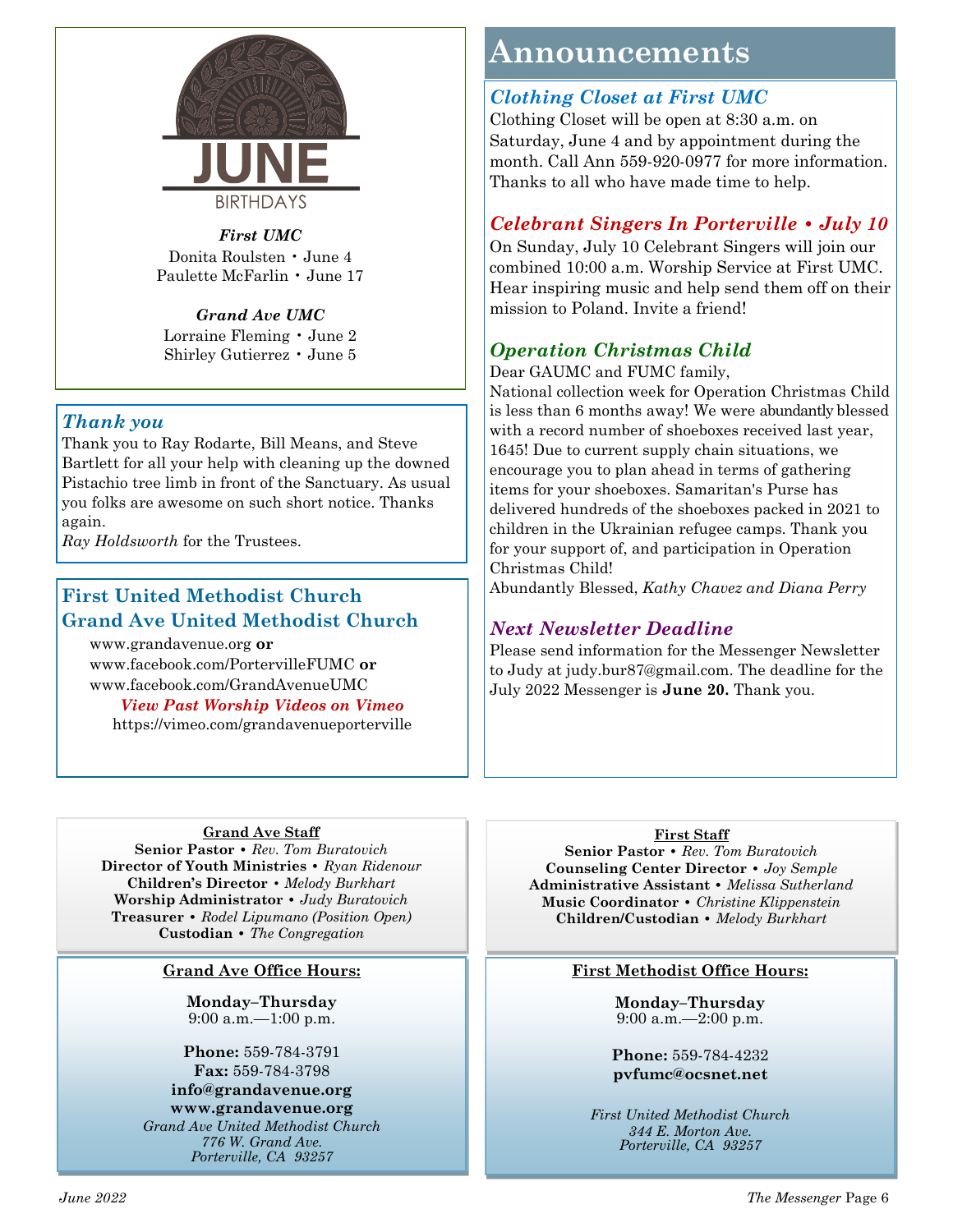## JUNE BIRTHDAYS

***First UMC***
Donita Roulsten • June 4
Paulette McFarlin • June 17

***Grand Ave UMC***
Lorraine Fleming • June 2
Shirley Gutierrez • June 5

### *Thank you*

Thank you to Ray Rodarte, Bill Means, and Steve Bartlett for all your help with cleaning up the downed Pistachio tree limb in front of the Sanctuary. As usual you folks are awesome on such short notice. Thanks again.
*Ray Holdsworth* for the Trustees.

### First United Methodist Church
### Grand Ave United Methodist Church

www.grandavenue.org **or**
www.facebook.com/PortervilleFUMC **or**
www.facebook.com/GrandAvenueUMC

***View Past Worship Videos on Vimeo***
https://vimeo.com/grandavenueporterville

# Announcements

### *Clothing Closet at First UMC*

Clothing Closet will be open at 8:30 a.m. on Saturday, June 4 and by appointment during the month. Call Ann 559-920-0977 for more information. Thanks to all who have made time to help.

### *Celebrant Singers In Porterville • July 10*

On Sunday, July 10 Celebrant Singers will join our combined 10:00 a.m. Worship Service at First UMC. Hear inspiring music and help send them off on their mission to Poland. Invite a friend!

### *Operation Christmas Child*

Dear GAUMC and FUMC family,
National collection week for Operation Christmas Child is less than 6 months away! We were abundantly blessed with a record number of shoeboxes received last year, 1645! Due to current supply chain situations, we encourage you to plan ahead in terms of gathering items for your shoeboxes. Samaritan's Purse has delivered hundreds of the shoeboxes packed in 2021 to children in the Ukrainian refugee camps. Thank you for your support of, and participation in Operation Christmas Child!
Abundantly Blessed, *Kathy Chavez and Diana Perry*

### *Next Newsletter Deadline*

Please send information for the Messenger Newsletter to Judy at judy.bur87@gmail.com. The deadline for the July 2022 Messenger is **June 20.** Thank you.

**Grand Ave Staff**

**Senior Pastor** • *Rev. Tom Buratovich*
**Director of Youth Ministries** • *Ryan Ridenour*
**Children's Director** • *Melody Burkhart*
**Worship Administrator** • *Judy Buratovich*
**Treasurer** • *Rodel Lipumano (Position Open)*
**Custodian** • *The Congregation*

**Grand Ave Office Hours:**

**Monday–Thursday**
9:00 a.m.—1:00 p.m.

**Phone:** 559-784-3791
**Fax:** 559-784-3798
**info@grandavenue.org**
**www.grandavenue.org**
*Grand Ave United Methodist Church*
*776 W. Grand Ave.*
*Porterville, CA 93257*

**First Staff**

**Senior Pastor** • *Rev. Tom Buratovich*
**Counseling Center Director** • *Joy Semple*
**Administrative Assistant** • *Melissa Sutherland*
**Music Coordinator** • *Christine Klippenstein*
**Children/Custodian** • *Melody Burkhart*

**First Methodist Office Hours:**

**Monday–Thursday**
9:00 a.m.—2:00 p.m.

**Phone:** 559-784-4232
**pvfumc@ocsnet.net**

*First United Methodist Church*
*344 E. Morton Ave.*
*Porterville, CA 93257*